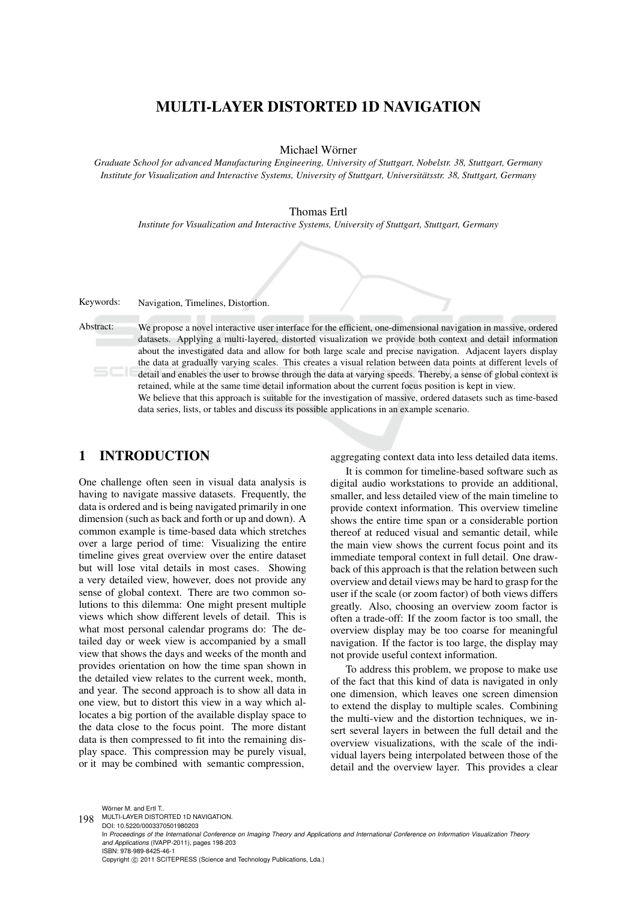# MULTI-LAYER DISTORTED 1D NAVIGATION

Michael Wörner

*Graduate School for advanced Manufacturing Engineering, University of Stuttgart, Nobelstr. 38, Stuttgart, Germany*
*Institute for Visualization and Interactive Systems, University of Stuttgart, Universitätsstr. 38, Stuttgart, Germany*

Thomas Ertl

*Institute for Visualization and Interactive Systems, University of Stuttgart, Stuttgart, Germany*

Keywords: Navigation, Timelines, Distortion.

Abstract: We propose a novel interactive user interface for the efficient, one-dimensional navigation in massive, ordered datasets. Applying a multi-layered, distorted visualization we provide both context and detail information about the investigated data and allow for both large scale and precise navigation. Adjacent layers display the data at gradually varying scales. This creates a visual relation between data points at different levels of detail and enables the user to browse through the data at varying speeds. Thereby, a sense of global context is retained, while at the same time detail information about the current focus position is kept in view.
We believe that this approach is suitable for the investigation of massive, ordered datasets such as time-based data series, lists, or tables and discuss its possible applications in an example scenario.

## 1 INTRODUCTION

One challenge often seen in visual data analysis is having to navigate massive datasets. Frequently, the data is ordered and is being navigated primarily in one dimension (such as back and forth or up and down). A common example is time-based data which stretches over a large period of time: Visualizing the entire timeline gives great overview over the entire dataset but will lose vital details in most cases. Showing a very detailed view, however, does not provide any sense of global context. There are two common solutions to this dilemma: One might present multiple views which show different levels of detail. This is what most personal calendar programs do: The detailed day or week view is accompanied by a small view that shows the days and weeks of the month and provides orientation on how the time span shown in the detailed view relates to the current week, month, and year. The second approach is to show all data in one view, but to distort this view in a way which allocates a big portion of the available display space to the data close to the focus point. The more distant data is then compressed to fit into the remaining display space. This compression may be purely visual, or it may be combined with semantic compression, aggregating context data into less detailed data items.

It is common for timeline-based software such as digital audio workstations to provide an additional, smaller, and less detailed view of the main timeline to provide context information. This overview timeline shows the entire time span or a considerable portion thereof at reduced visual and semantic detail, while the main view shows the current focus point and its immediate temporal context in full detail. One drawback of this approach is that the relation between such overview and detail views may be hard to grasp for the user if the scale (or zoom factor) of both views differs greatly. Also, choosing an overview zoom factor is often a trade-off: If the zoom factor is too small, the overview display may be too coarse for meaningful navigation. If the factor is too large, the display may not provide useful context information.

To address this problem, we propose to make use of the fact that this kind of data is navigated in only one dimension, which leaves one screen dimension to extend the display to multiple scales. Combining the multi-view and the distortion techniques, we insert several layers in between the full detail and the overview visualizations, with the scale of the individual layers being interpolated between those of the detail and the overview layer. This provides a clear

Wörner M. and Ertl T..
MULTI-LAYER DISTORTED 1D NAVIGATION.
DOI: 10.5220/0003370501980203
In *Proceedings of the International Conference on Imaging Theory and Applications and International Conference on Information Visualization Theory and Applications* (IVAPP-2011), pages 198-203
ISBN: 978-989-8425-46-1
Copyright © 2011 SCITEPRESS (Science and Technology Publications, Lda.)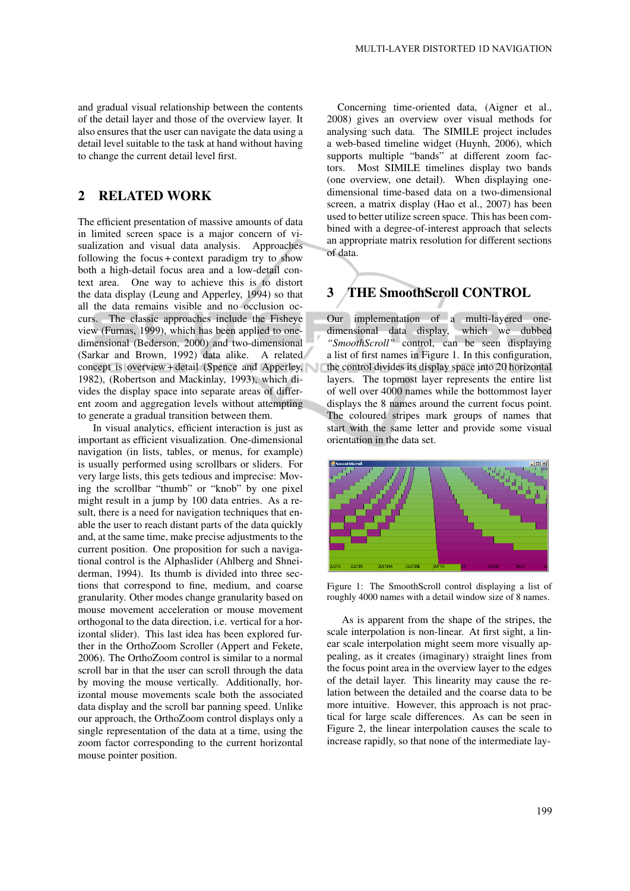and gradual visual relationship between the contents of the detail layer and those of the overview layer. It also ensures that the user can navigate the data using a detail level suitable to the task at hand without having to change the current detail level first.

## 2 RELATED WORK

The efficient presentation of massive amounts of data in limited screen space is a major concern of visualization and visual data analysis. Approaches following the focus + context paradigm try to show both a high-detail focus area and a low-detail context area. One way to achieve this is to distort the data display (Leung and Apperley, 1994) so that all the data remains visible and no occlusion occurs. The classic approaches include the Fisheye view (Furnas, 1999), which has been applied to one-dimensional (Bederson, 2000) and two-dimensional (Sarkar and Brown, 1992) data alike. A related concept is overview + detail (Spence and Apperley, 1982), (Robertson and Mackinlay, 1993), which divides the display space into separate areas of different zoom and aggregation levels without attempting to generate a gradual transition between them.

In visual analytics, efficient interaction is just as important as efficient visualization. One-dimensional navigation (in lists, tables, or menus, for example) is usually performed using scrollbars or sliders. For very large lists, this gets tedious and imprecise: Moving the scrollbar "thumb" or "knob" by one pixel might result in a jump by 100 data entries. As a result, there is a need for navigation techniques that enable the user to reach distant parts of the data quickly and, at the same time, make precise adjustments to the current position. One proposition for such a navigational control is the Alphaslider (Ahlberg and Shneiderman, 1994). Its thumb is divided into three sections that correspond to fine, medium, and coarse granularity. Other modes change granularity based on mouse movement acceleration or mouse movement orthogonal to the data direction, i.e. vertical for a horizontal slider). This last idea has been explored further in the OrthoZoom Scroller (Appert and Fekete, 2006). The OrthoZoom control is similar to a normal scroll bar in that the user can scroll through the data by moving the mouse vertically. Additionally, horizontal mouse movements scale both the associated data display and the scroll bar panning speed. Unlike our approach, the OrthoZoom control displays only a single representation of the data at a time, using the zoom factor corresponding to the current horizontal mouse pointer position.

Concerning time-oriented data, (Aigner et al., 2008) gives an overview over visual methods for analysing such data. The SIMILE project includes a web-based timeline widget (Huynh, 2006), which supports multiple "bands" at different zoom factors. Most SIMILE timelines display two bands (one overview, one detail). When displaying one-dimensional time-based data on a two-dimensional screen, a matrix display (Hao et al., 2007) has been used to better utilize screen space. This has been combined with a degree-of-interest approach that selects an appropriate matrix resolution for different sections of data.

## 3 THE SmoothScroll CONTROL

Our implementation of a multi-layered one-dimensional data display, which we dubbed *"SmoothScroll"* control, can be seen displaying a list of first names in Figure 1. In this configuration, the control divides its display space into 20 horizontal layers. The topmost layer represents the entire list of well over 4000 names while the bottommost layer displays the 8 names around the current focus point. The coloured stripes mark groups of names that start with the same letter and provide some visual orientation in the data set.

Figure 1: The SmoothScroll control displaying a list of roughly 4000 names with a detail window size of 8 names.

As is apparent from the shape of the stripes, the scale interpolation is non-linear. At first sight, a linear scale interpolation might seem more visually appealing, as it creates (imaginary) straight lines from the focus point area in the overview layer to the edges of the detail layer. This linearity may cause the relation between the detailed and the coarse data to be more intuitive. However, this approach is not practical for large scale differences. As can be seen in Figure 2, the linear interpolation causes the scale to increase rapidly, so that none of the intermediate lay-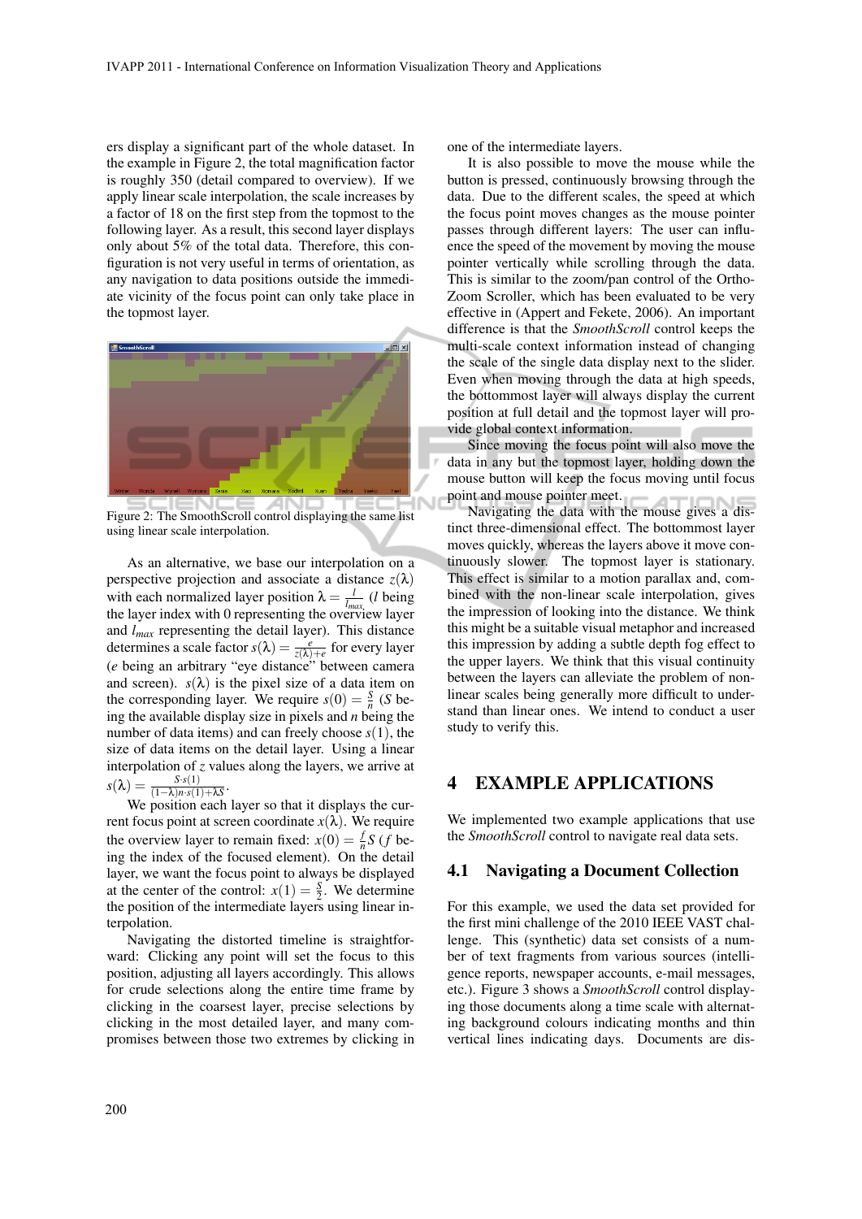ers display a significant part of the whole dataset. In the example in Figure 2, the total magnification factor is roughly 350 (detail compared to overview). If we apply linear scale interpolation, the scale increases by a factor of 18 on the first step from the topmost to the following layer. As a result, this second layer displays only about 5% of the total data. Therefore, this configuration is not very useful in terms of orientation, as any navigation to data positions outside the immediate vicinity of the focus point can only take place in the topmost layer.

Figure 2: The SmoothScroll control displaying the same list using linear scale interpolation.

As an alternative, we base our interpolation on a perspective projection and associate a distance $z(\lambda)$ with each normalized layer position $\lambda = \frac{l}{l_{max}}$ ($l$ being the layer index with 0 representing the overview layer and $l_{max}$ representing the detail layer). This distance determines a scale factor $s(\lambda) = \frac{e}{z(\lambda)+e}$ for every layer ($e$ being an arbitrary "eye distance" between camera and screen). $s(\lambda)$ is the pixel size of a data item on the corresponding layer. We require $s(0) = \frac{S}{n}$ ($S$ being the available display size in pixels and $n$ being the number of data items) and can freely choose $s(1)$, the size of data items on the detail layer. Using a linear interpolation of $z$ values along the layers, we arrive at $s(\lambda) = \frac{S \cdot s(1)}{(1-\lambda)n \cdot s(1)+\lambda S}$.

We position each layer so that it displays the current focus point at screen coordinate $x(\lambda)$. We require the overview layer to remain fixed: $x(0) = \frac{f}{n}S$ ($f$ being the index of the focused element). On the detail layer, we want the focus point to always be displayed at the center of the control: $x(1) = \frac{S}{2}$. We determine the position of the intermediate layers using linear interpolation.

Navigating the distorted timeline is straightforward: Clicking any point will set the focus to this position, adjusting all layers accordingly. This allows for crude selections along the entire time frame by clicking in the coarsest layer, precise selections by clicking in the most detailed layer, and many compromises between those two extremes by clicking in one of the intermediate layers.

It is also possible to move the mouse while the button is pressed, continuously browsing through the data. Due to the different scales, the speed at which the focus point moves changes as the mouse pointer passes through different layers: The user can influence the speed of the movement by moving the mouse pointer vertically while scrolling through the data. This is similar to the zoom/pan control of the OrthoZoom Scroller, which has been evaluated to be very effective in (Appert and Fekete, 2006). An important difference is that the *SmoothScroll* control keeps the multi-scale context information instead of changing the scale of the single data display next to the slider. Even when moving through the data at high speeds, the bottommost layer will always display the current position at full detail and the topmost layer will provide global context information.

Since moving the focus point will also move the data in any but the topmost layer, holding down the mouse button will keep the focus moving until focus point and mouse pointer meet.

Navigating the data with the mouse gives a distinct three-dimensional effect. The bottommost layer moves quickly, whereas the layers above it move continuously slower. The topmost layer is stationary. This effect is similar to a motion parallax and, combined with the non-linear scale interpolation, gives the impression of looking into the distance. We think this might be a suitable visual metaphor and increased this impression by adding a subtle depth fog effect to the upper layers. We think that this visual continuity between the layers can alleviate the problem of nonlinear scales being generally more difficult to understand than linear ones. We intend to conduct a user study to verify this.

# 4 EXAMPLE APPLICATIONS

We implemented two example applications that use the *SmoothScroll* control to navigate real data sets.

## 4.1 Navigating a Document Collection

For this example, we used the data set provided for the first mini challenge of the 2010 IEEE VAST challenge. This (synthetic) data set consists of a number of text fragments from various sources (intelligence reports, newspaper accounts, e-mail messages, etc.). Figure 3 shows a *SmoothScroll* control displaying those documents along a time scale with alternating background colours indicating months and thin vertical lines indicating days. Documents are dis-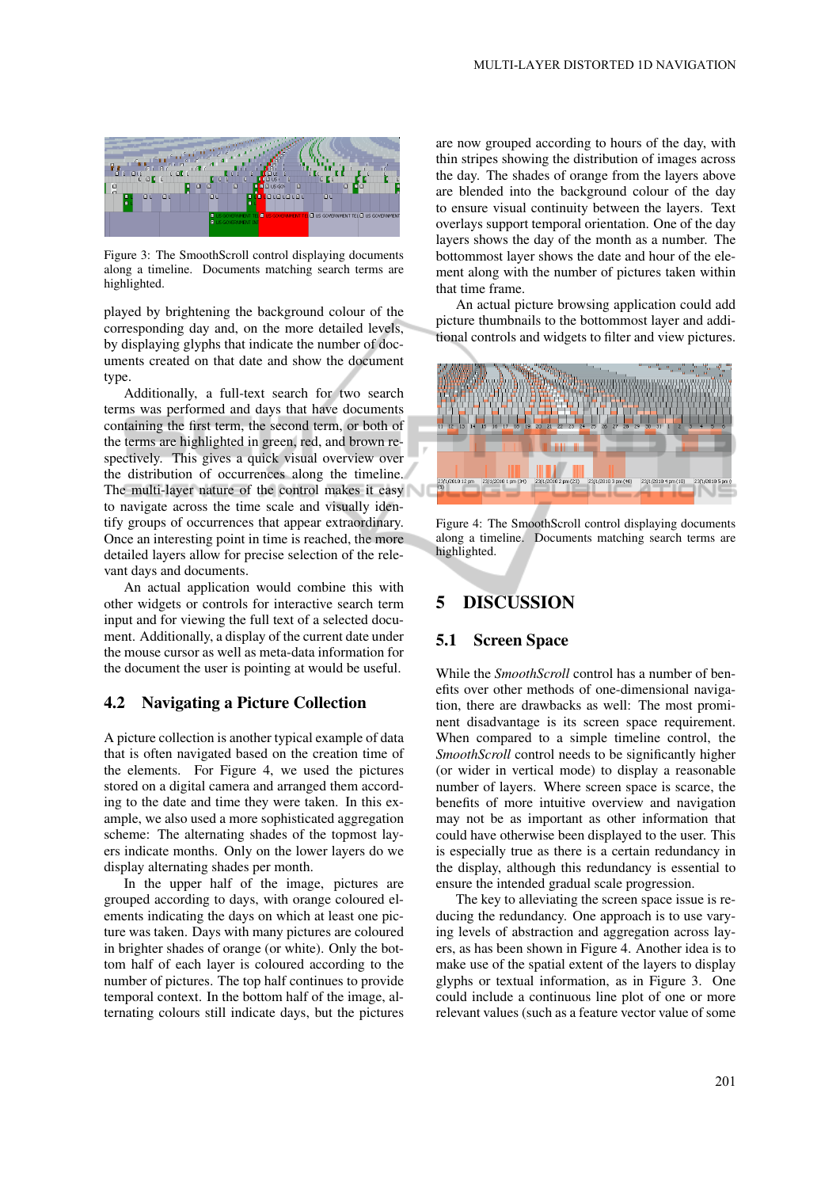Figure 3: The SmoothScroll control displaying documents along a timeline. Documents matching search terms are highlighted.

played by brightening the background colour of the corresponding day and, on the more detailed levels, by displaying glyphs that indicate the number of documents created on that date and show the document type.

Additionally, a full-text search for two search terms was performed and days that have documents containing the first term, the second term, or both of the terms are highlighted in green, red, and brown respectively. This gives a quick visual overview over the distribution of occurrences along the timeline. The multi-layer nature of the control makes it easy to navigate across the time scale and visually identify groups of occurrences that appear extraordinary. Once an interesting point in time is reached, the more detailed layers allow for precise selection of the relevant days and documents.

An actual application would combine this with other widgets or controls for interactive search term input and for viewing the full text of a selected document. Additionally, a display of the current date under the mouse cursor as well as meta-data information for the document the user is pointing at would be useful.

### 4.2 Navigating a Picture Collection

A picture collection is another typical example of data that is often navigated based on the creation time of the elements. For Figure 4, we used the pictures stored on a digital camera and arranged them according to the date and time they were taken. In this example, we also used a more sophisticated aggregation scheme: The alternating shades of the topmost layers indicate months. Only on the lower layers do we display alternating shades per month.

In the upper half of the image, pictures are grouped according to days, with orange coloured elements indicating the days on which at least one picture was taken. Days with many pictures are coloured in brighter shades of orange (or white). Only the bottom half of each layer is coloured according to the number of pictures. The top half continues to provide temporal context. In the bottom half of the image, alternating colours still indicate days, but the pictures are now grouped according to hours of the day, with thin stripes showing the distribution of images across the day. The shades of orange from the layers above are blended into the background colour of the day to ensure visual continuity between the layers. Text overlays support temporal orientation. One of the day layers shows the day of the month as a number. The bottommost layer shows the date and hour of the element along with the number of pictures taken within that time frame.

An actual picture browsing application could add picture thumbnails to the bottommost layer and additional controls and widgets to filter and view pictures.

Figure 4: The SmoothScroll control displaying documents along a timeline. Documents matching search terms are highlighted.

## 5 DISCUSSION

### 5.1 Screen Space

While the *SmoothScroll* control has a number of benefits over other methods of one-dimensional navigation, there are drawbacks as well: The most prominent disadvantage is its screen space requirement. When compared to a simple timeline control, the *SmoothScroll* control needs to be significantly higher (or wider in vertical mode) to display a reasonable number of layers. Where screen space is scarce, the benefits of more intuitive overview and navigation may not be as important as other information that could have otherwise been displayed to the user. This is especially true as there is a certain redundancy in the display, although this redundancy is essential to ensure the intended gradual scale progression.

The key to alleviating the screen space issue is reducing the redundancy. One approach is to use varying levels of abstraction and aggregation across layers, as has been shown in Figure 4. Another idea is to make use of the spatial extent of the layers to display glyphs or textual information, as in Figure 3. One could include a continuous line plot of one or more relevant values (such as a feature vector value of some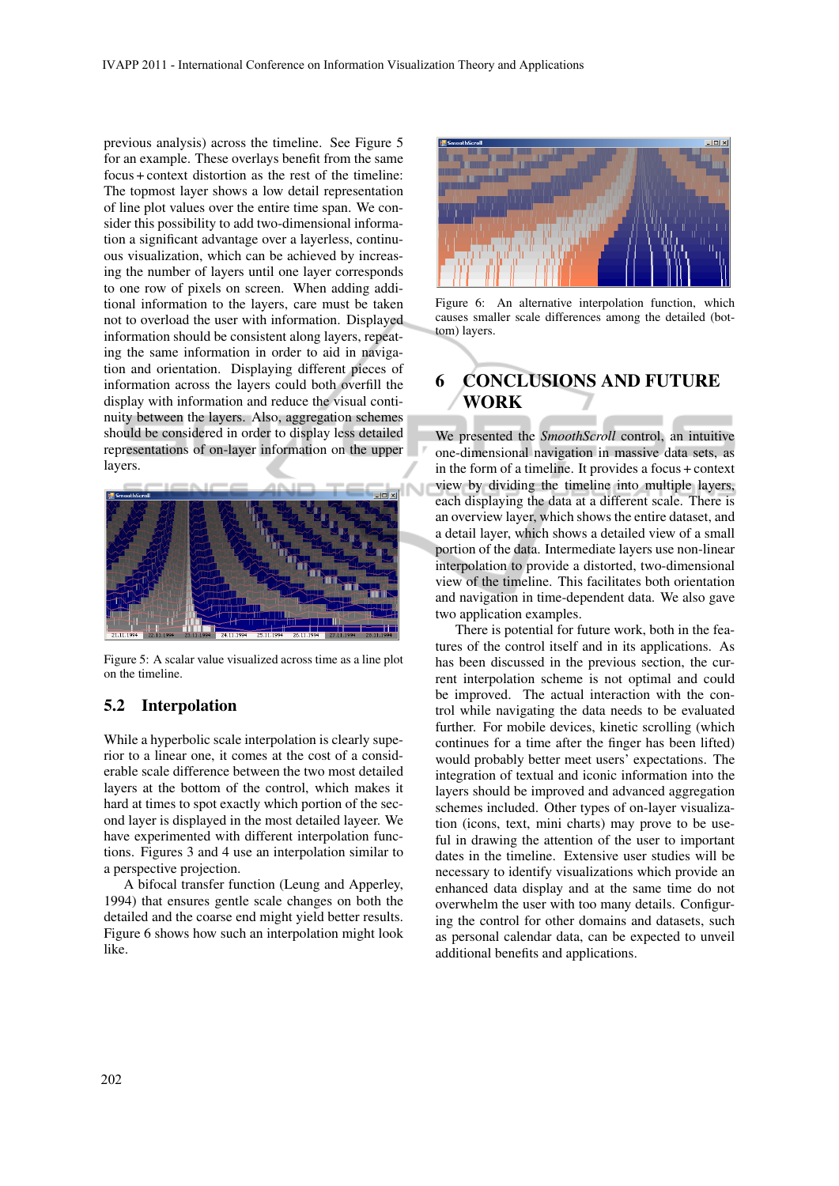previous analysis) across the timeline. See Figure 5 for an example. These overlays benefit from the same focus + context distortion as the rest of the timeline: The topmost layer shows a low detail representation of line plot values over the entire time span. We consider this possibility to add two-dimensional information a significant advantage over a layerless, continuous visualization, which can be achieved by increasing the number of layers until one layer corresponds to one row of pixels on screen. When adding additional information to the layers, care must be taken not to overload the user with information. Displayed information should be consistent along layers, repeating the same information in order to aid in navigation and orientation. Displaying different pieces of information across the layers could both overfill the display with information and reduce the visual continuity between the layers. Also, aggregation schemes should be considered in order to display less detailed representations of on-layer information on the upper layers.

Figure 5: A scalar value visualized across time as a line plot on the timeline.

## 5.2 Interpolation

While a hyperbolic scale interpolation is clearly superior to a linear one, it comes at the cost of a considerable scale difference between the two most detailed layers at the bottom of the control, which makes it hard at times to spot exactly which portion of the second layer is displayed in the most detailed layeer. We have experimented with different interpolation functions. Figures 3 and 4 use an interpolation similar to a perspective projection.

A bifocal transfer function (Leung and Apperley, 1994) that ensures gentle scale changes on both the detailed and the coarse end might yield better results. Figure 6 shows how such an interpolation might look like.

Figure 6: An alternative interpolation function, which causes smaller scale differences among the detailed (bottom) layers.

# 6 CONCLUSIONS AND FUTURE WORK

We presented the *SmoothScroll* control, an intuitive one-dimensional navigation in massive data sets, as in the form of a timeline. It provides a focus + context view by dividing the timeline into multiple layers, each displaying the data at a different scale. There is an overview layer, which shows the entire dataset, and a detail layer, which shows a detailed view of a small portion of the data. Intermediate layers use non-linear interpolation to provide a distorted, two-dimensional view of the timeline. This facilitates both orientation and navigation in time-dependent data. We also gave two application examples.

There is potential for future work, both in the features of the control itself and in its applications. As has been discussed in the previous section, the current interpolation scheme is not optimal and could be improved. The actual interaction with the control while navigating the data needs to be evaluated further. For mobile devices, kinetic scrolling (which continues for a time after the finger has been lifted) would probably better meet users' expectations. The integration of textual and iconic information into the layers should be improved and advanced aggregation schemes included. Other types of on-layer visualization (icons, text, mini charts) may prove to be useful in drawing the attention of the user to important dates in the timeline. Extensive user studies will be necessary to identify visualizations which provide an enhanced data display and at the same time do not overwhelm the user with too many details. Configuring the control for other domains and datasets, such as personal calendar data, can be expected to unveil additional benefits and applications.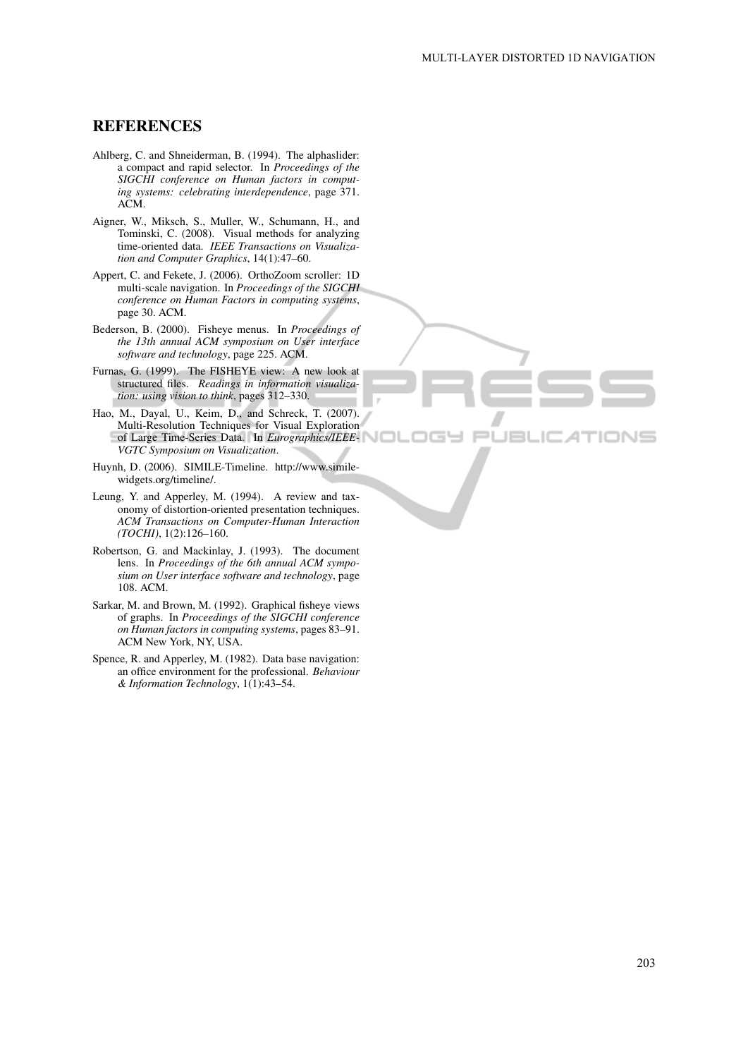## REFERENCES

Ahlberg, C. and Shneiderman, B. (1994). The alphaslider: a compact and rapid selector. In *Proceedings of the SIGCHI conference on Human factors in computing systems: celebrating interdependence*, page 371. ACM.

Aigner, W., Miksch, S., Muller, W., Schumann, H., and Tominski, C. (2008). Visual methods for analyzing time-oriented data. *IEEE Transactions on Visualization and Computer Graphics*, 14(1):47–60.

Appert, C. and Fekete, J. (2006). OrthoZoom scroller: 1D multi-scale navigation. In *Proceedings of the SIGCHI conference on Human Factors in computing systems*, page 30. ACM.

Bederson, B. (2000). Fisheye menus. In *Proceedings of the 13th annual ACM symposium on User interface software and technology*, page 225. ACM.

Furnas, G. (1999). The FISHEYE view: A new look at structured files. *Readings in information visualization: using vision to think*, pages 312–330.

Hao, M., Dayal, U., Keim, D., and Schreck, T. (2007). Multi-Resolution Techniques for Visual Exploration of Large Time-Series Data. In *Eurographics/IEEE-VGTC Symposium on Visualization*.

Huynh, D. (2006). SIMILE-Timeline. http://www.simile-widgets.org/timeline/.

Leung, Y. and Apperley, M. (1994). A review and taxonomy of distortion-oriented presentation techniques. *ACM Transactions on Computer-Human Interaction (TOCHI)*, 1(2):126–160.

Robertson, G. and Mackinlay, J. (1993). The document lens. In *Proceedings of the 6th annual ACM symposium on User interface software and technology*, page 108. ACM.

Sarkar, M. and Brown, M. (1992). Graphical fisheye views of graphs. In *Proceedings of the SIGCHI conference on Human factors in computing systems*, pages 83–91. ACM New York, NY, USA.

Spence, R. and Apperley, M. (1982). Data base navigation: an office environment for the professional. *Behaviour & Information Technology*, 1(1):43–54.